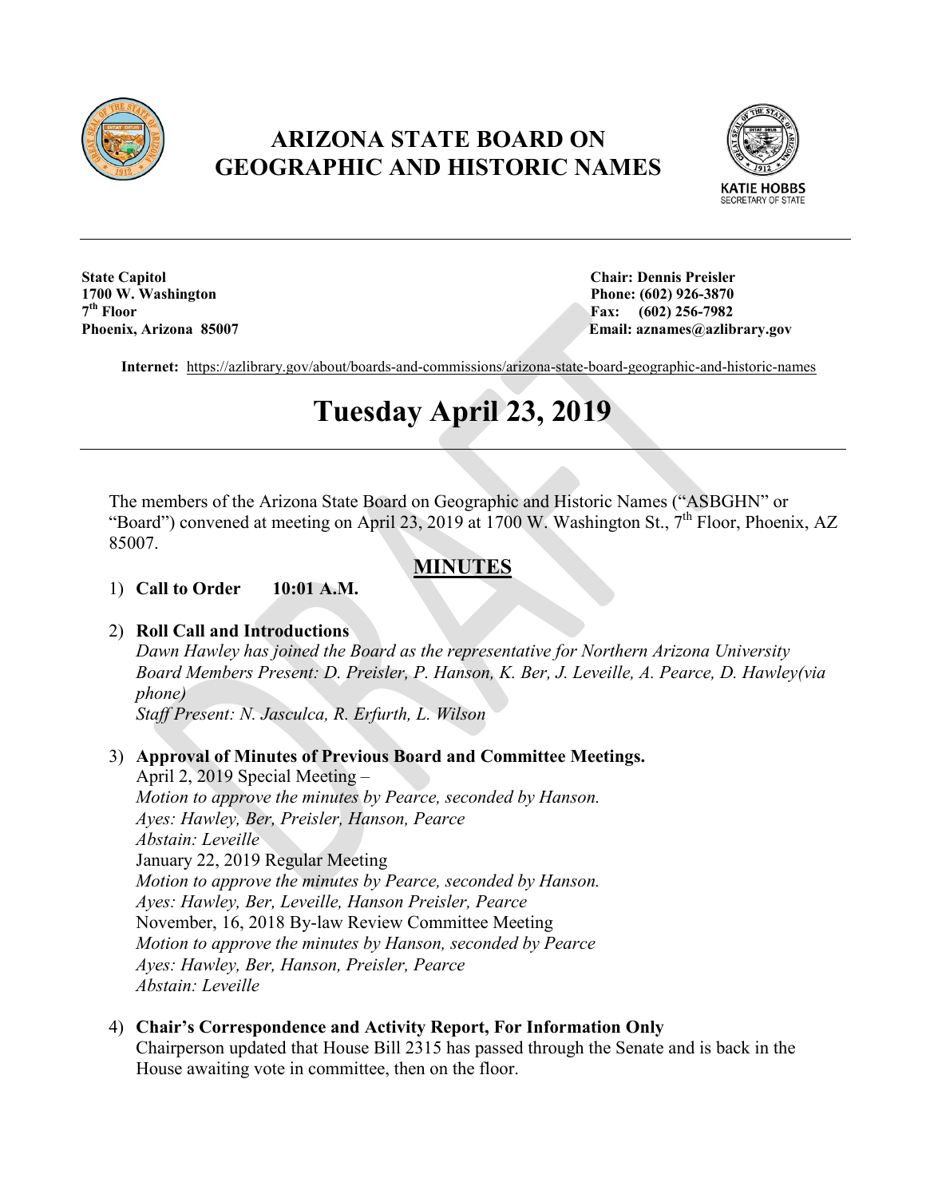# ARIZONA STATE BOARD ON GEOGRAPHIC AND HISTORIC NAMES

KATIE HOBBS
SECRETARY OF STATE

**State Capitol**
**1700 W. Washington**
**7th Floor**
**Phoenix, Arizona 85007**

**Chair: Dennis Preisler**
**Phone: (602) 926-3870**
**Fax: (602) 256-7982**
**Email: aznames@azlibrary.gov**

**Internet:** https://azlibrary.gov/about/boards-and-commissions/arizona-state-board-geographic-and-historic-names

# Tuesday April 23, 2019

The members of the Arizona State Board on Geographic and Historic Names ("ASBGHN" or "Board") convened at meeting on April 23, 2019 at 1700 W. Washington St., 7th Floor, Phoenix, AZ 85007.

## MINUTES

1) **Call to Order 10:01 A.M.**

2) **Roll Call and Introductions**
*Dawn Hawley has joined the Board as the representative for Northern Arizona University*
*Board Members Present: D. Preisler, P. Hanson, K. Ber, J. Leveille, A. Pearce, D. Hawley(via phone)*
*Staff Present: N. Jasculca, R. Erfurth, L. Wilson*

3) **Approval of Minutes of Previous Board and Committee Meetings.**
April 2, 2019 Special Meeting –
*Motion to approve the minutes by Pearce, seconded by Hanson.*
*Ayes: Hawley, Ber, Preisler, Hanson, Pearce*
*Abstain: Leveille*
January 22, 2019 Regular Meeting
*Motion to approve the minutes by Pearce, seconded by Hanson.*
*Ayes: Hawley, Ber, Leveille, Hanson Preisler, Pearce*
November, 16, 2018 By-law Review Committee Meeting
*Motion to approve the minutes by Hanson, seconded by Pearce*
*Ayes: Hawley, Ber, Hanson, Preisler, Pearce*
*Abstain: Leveille*

4) **Chair's Correspondence and Activity Report, For Information Only**
Chairperson updated that House Bill 2315 has passed through the Senate and is back in the House awaiting vote in committee, then on the floor.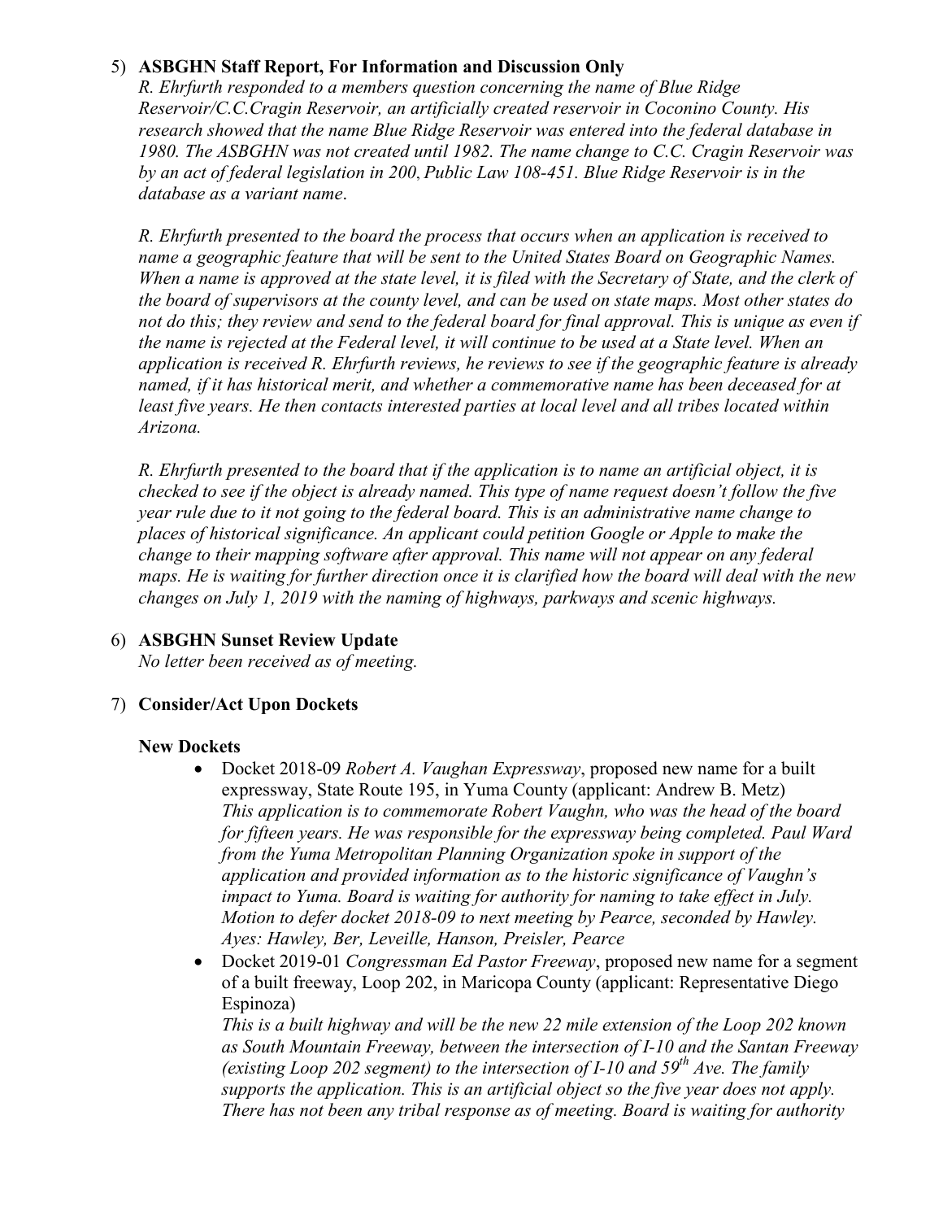5) **ASBGHN Staff Report, For Information and Discussion Only**

   *R. Ehrfurth responded to a members question concerning the name of Blue Ridge Reservoir/C.C.Cragin Reservoir, an artificially created reservoir in Coconino County. His research showed that the name Blue Ridge Reservoir was entered into the federal database in 1980. The ASBGHN was not created until 1982. The name change to C.C. Cragin Reservoir was by an act of federal legislation in 200, Public Law 108-451. Blue Ridge Reservoir is in the database as a variant name.*

   *R. Ehrfurth presented to the board the process that occurs when an application is received to name a geographic feature that will be sent to the United States Board on Geographic Names. When a name is approved at the state level, it is filed with the Secretary of State, and the clerk of the board of supervisors at the county level, and can be used on state maps. Most other states do not do this; they review and send to the federal board for final approval. This is unique as even if the name is rejected at the Federal level, it will continue to be used at a State level. When an application is received R. Ehrfurth reviews, he reviews to see if the geographic feature is already named, if it has historical merit, and whether a commemorative name has been deceased for at least five years. He then contacts interested parties at local level and all tribes located within Arizona.*

   *R. Ehrfurth presented to the board that if the application is to name an artificial object, it is checked to see if the object is already named. This type of name request doesn't follow the five year rule due to it not going to the federal board. This is an administrative name change to places of historical significance. An applicant could petition Google or Apple to make the change to their mapping software after approval. This name will not appear on any federal maps. He is waiting for further direction once it is clarified how the board will deal with the new changes on July 1, 2019 with the naming of highways, parkways and scenic highways.*

6) **ASBGHN Sunset Review Update**

   *No letter been received as of meeting.*

7) **Consider/Act Upon Dockets**

   **New Dockets**

   - Docket 2018-09 *Robert A. Vaughan Expressway*, proposed new name for a built expressway, State Route 195, in Yuma County (applicant: Andrew B. Metz)
     *This application is to commemorate Robert Vaughn, who was the head of the board for fifteen years. He was responsible for the expressway being completed. Paul Ward from the Yuma Metropolitan Planning Organization spoke in support of the application and provided information as to the historic significance of Vaughn's impact to Yuma. Board is waiting for authority for naming to take effect in July. Motion to defer docket 2018-09 to next meeting by Pearce, seconded by Hawley. Ayes: Hawley, Ber, Leveille, Hanson, Preisler, Pearce*
   - Docket 2019-01 *Congressman Ed Pastor Freeway*, proposed new name for a segment of a built freeway, Loop 202, in Maricopa County (applicant: Representative Diego Espinoza)
     *This is a built highway and will be the new 22 mile extension of the Loop 202 known as South Mountain Freeway, between the intersection of I-10 and the Santan Freeway (existing Loop 202 segment) to the intersection of I-10 and 59th Ave. The family supports the application. This is an artificial object so the five year does not apply. There has not been any tribal response as of meeting. Board is waiting for authority*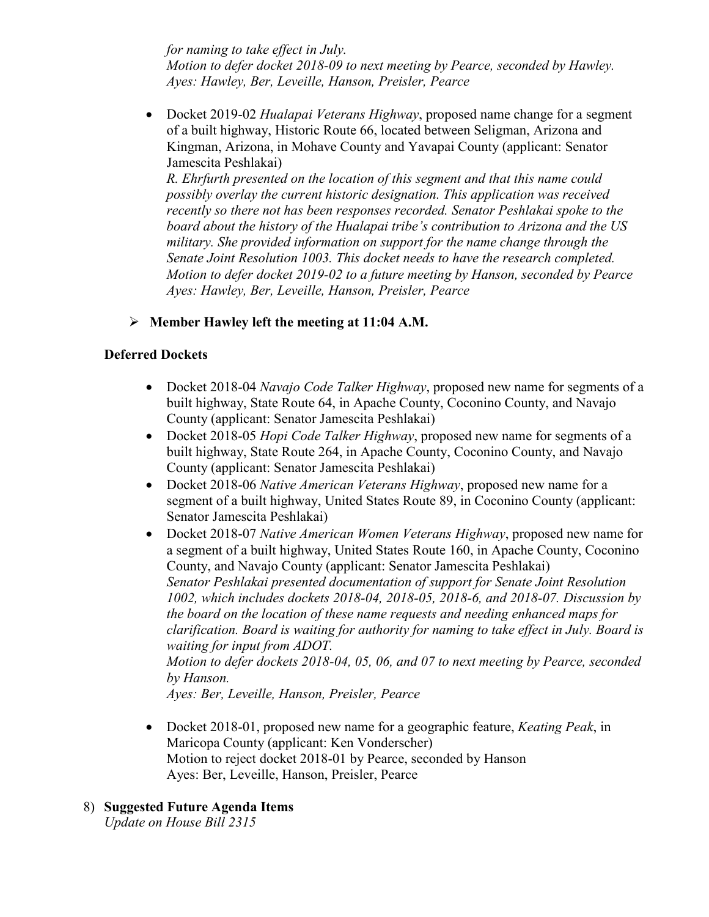*for naming to take effect in July.*
*Motion to defer docket 2018-09 to next meeting by Pearce, seconded by Hawley.*
*Ayes: Hawley, Ber, Leveille, Hanson, Preisler, Pearce*

- Docket 2019-02 *Hualapai Veterans Highway*, proposed name change for a segment of a built highway, Historic Route 66, located between Seligman, Arizona and Kingman, Arizona, in Mohave County and Yavapai County (applicant: Senator Jamescita Peshlakai)
  *R. Ehrfurth presented on the location of this segment and that this name could possibly overlay the current historic designation. This application was received recently so there not has been responses recorded. Senator Peshlakai spoke to the board about the history of the Hualapai tribe's contribution to Arizona and the US military. She provided information on support for the name change through the Senate Joint Resolution 1003. This docket needs to have the research completed.*
  *Motion to defer docket 2019-02 to a future meeting by Hanson, seconded by Pearce*
  *Ayes: Hawley, Ber, Leveille, Hanson, Preisler, Pearce*

➢ **Member Hawley left the meeting at 11:04 A.M.**

**Deferred Dockets**

- Docket 2018-04 *Navajo Code Talker Highway*, proposed new name for segments of a built highway, State Route 64, in Apache County, Coconino County, and Navajo County (applicant: Senator Jamescita Peshlakai)
- Docket 2018-05 *Hopi Code Talker Highway*, proposed new name for segments of a built highway, State Route 264, in Apache County, Coconino County, and Navajo County (applicant: Senator Jamescita Peshlakai)
- Docket 2018-06 *Native American Veterans Highway*, proposed new name for a segment of a built highway, United States Route 89, in Coconino County (applicant: Senator Jamescita Peshlakai)
- Docket 2018-07 *Native American Women Veterans Highway*, proposed new name for a segment of a built highway, United States Route 160, in Apache County, Coconino County, and Navajo County (applicant: Senator Jamescita Peshlakai)
  *Senator Peshlakai presented documentation of support for Senate Joint Resolution 1002, which includes dockets 2018-04, 2018-05, 2018-6, and 2018-07. Discussion by the board on the location of these name requests and needing enhanced maps for clarification. Board is waiting for authority for naming to take effect in July. Board is waiting for input from ADOT.*
  *Motion to defer dockets 2018-04, 05, 06, and 07 to next meeting by Pearce, seconded by Hanson.*
  *Ayes: Ber, Leveille, Hanson, Preisler, Pearce*

- Docket 2018-01, proposed new name for a geographic feature, *Keating Peak*, in Maricopa County (applicant: Ken Vonderscher)
  Motion to reject docket 2018-01 by Pearce, seconded by Hanson
  Ayes: Ber, Leveille, Hanson, Preisler, Pearce

8) **Suggested Future Agenda Items**
   *Update on House Bill 2315*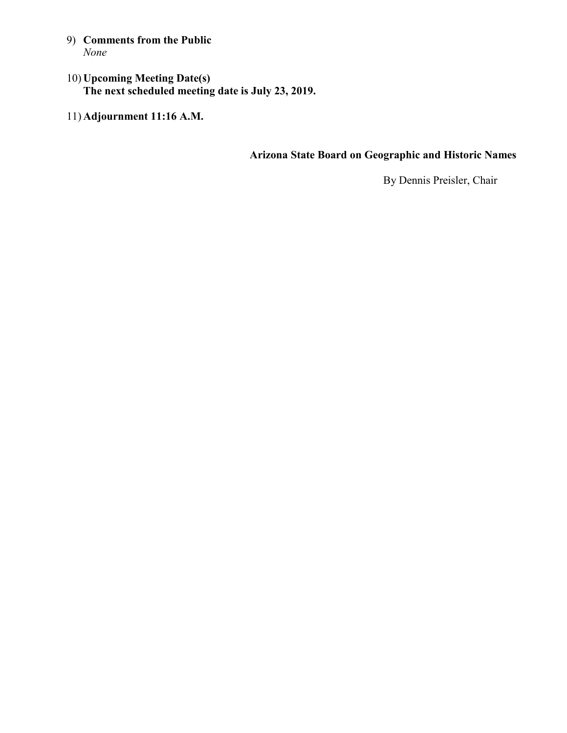9) **Comments from the Public**
   *None*

10) **Upcoming Meeting Date(s)**
    **The next scheduled meeting date is July 23, 2019.**

11) **Adjournment 11:16 A.M.**

**Arizona State Board on Geographic and Historic Names**

By Dennis Preisler, Chair